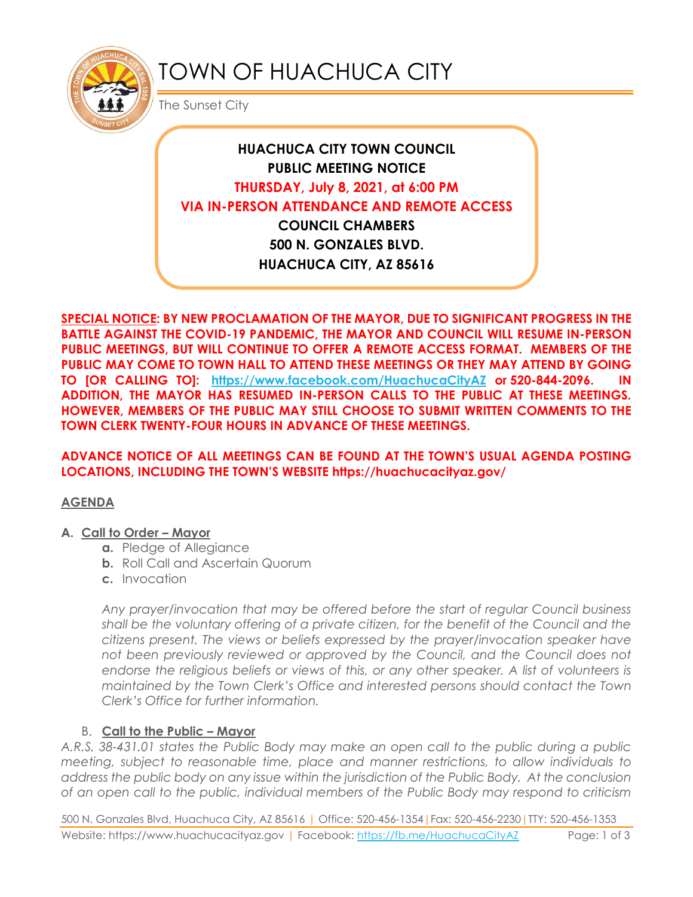# TOWN OF HUACHUCA CITY

The Sunset City

**HUACHUCA CITY TOWN COUNCIL**
**PUBLIC MEETING NOTICE**
**THURSDAY, July 8, 2021, at 6:00 PM**
**VIA IN-PERSON ATTENDANCE AND REMOTE ACCESS**
**COUNCIL CHAMBERS**
**500 N. GONZALES BLVD.**
**HUACHUCA CITY, AZ 85616**

**SPECIAL NOTICE: BY NEW PROCLAMATION OF THE MAYOR, DUE TO SIGNIFICANT PROGRESS IN THE BATTLE AGAINST THE COVID-19 PANDEMIC, THE MAYOR AND COUNCIL WILL RESUME IN-PERSON PUBLIC MEETINGS, BUT WILL CONTINUE TO OFFER A REMOTE ACCESS FORMAT. MEMBERS OF THE PUBLIC MAY COME TO TOWN HALL TO ATTEND THESE MEETINGS OR THEY MAY ATTEND BY GOING TO [OR CALLING TO]: https://www.facebook.com/HuachucaCityAZ or 520-844-2096. IN ADDITION, THE MAYOR HAS RESUMED IN-PERSON CALLS TO THE PUBLIC AT THESE MEETINGS. HOWEVER, MEMBERS OF THE PUBLIC MAY STILL CHOOSE TO SUBMIT WRITTEN COMMENTS TO THE TOWN CLERK TWENTY-FOUR HOURS IN ADVANCE OF THESE MEETINGS.**

**ADVANCE NOTICE OF ALL MEETINGS CAN BE FOUND AT THE TOWN'S USUAL AGENDA POSTING LOCATIONS, INCLUDING THE TOWN'S WEBSITE https://huachucacityaz.gov/**

## AGENDA

### A. Call to Order – Mayor

a. Pledge of Allegiance
b. Roll Call and Ascertain Quorum
c. Invocation

*Any prayer/invocation that may be offered before the start of regular Council business shall be the voluntary offering of a private citizen, for the benefit of the Council and the citizens present. The views or beliefs expressed by the prayer/invocation speaker have not been previously reviewed or approved by the Council, and the Council does not endorse the religious beliefs or views of this, or any other speaker. A list of volunteers is maintained by the Town Clerk's Office and interested persons should contact the Town Clerk's Office for further information.*

### B. Call to the Public – Mayor

*A.R.S. 38-431.01 states the Public Body may make an open call to the public during a public meeting, subject to reasonable time, place and manner restrictions, to allow individuals to address the public body on any issue within the jurisdiction of the Public Body. At the conclusion of an open call to the public, individual members of the Public Body may respond to criticism*

500 N. Gonzales Blvd, Huachuca City, AZ 85616 | Office: 520-456-1354 | Fax: 520-456-2230 | TTY: 520-456-1353
Website: https://www.huachucacityaz.gov | Facebook: https://fb.me/HuachucaCityAZ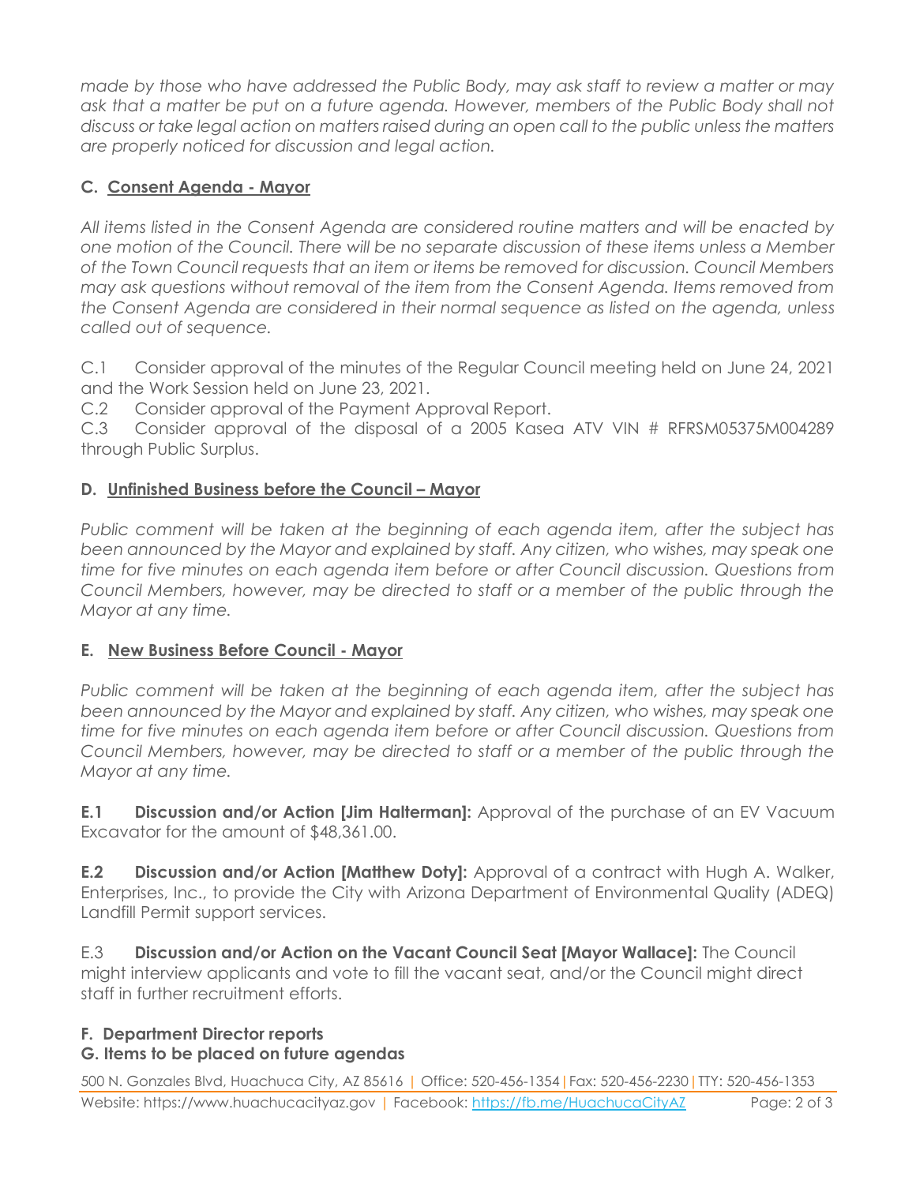*made by those who have addressed the Public Body, may ask staff to review a matter or may ask that a matter be put on a future agenda. However, members of the Public Body shall not discuss or take legal action on matters raised during an open call to the public unless the matters are properly noticed for discussion and legal action.*

### C. Consent Agenda - Mayor

*All items listed in the Consent Agenda are considered routine matters and will be enacted by one motion of the Council. There will be no separate discussion of these items unless a Member of the Town Council requests that an item or items be removed for discussion. Council Members may ask questions without removal of the item from the Consent Agenda. Items removed from the Consent Agenda are considered in their normal sequence as listed on the agenda, unless called out of sequence.*

C.1 Consider approval of the minutes of the Regular Council meeting held on June 24, 2021 and the Work Session held on June 23, 2021.
C.2 Consider approval of the Payment Approval Report.
C.3 Consider approval of the disposal of a 2005 Kasea ATV VIN # RFRSM05375M004289 through Public Surplus.

### D. Unfinished Business before the Council – Mayor

*Public comment will be taken at the beginning of each agenda item, after the subject has been announced by the Mayor and explained by staff. Any citizen, who wishes, may speak one time for five minutes on each agenda item before or after Council discussion. Questions from Council Members, however, may be directed to staff or a member of the public through the Mayor at any time.*

### E. New Business Before Council - Mayor

*Public comment will be taken at the beginning of each agenda item, after the subject has been announced by the Mayor and explained by staff. Any citizen, who wishes, may speak one time for five minutes on each agenda item before or after Council discussion. Questions from Council Members, however, may be directed to staff or a member of the public through the Mayor at any time.*

**E.1 Discussion and/or Action [Jim Halterman]:** Approval of the purchase of an EV Vacuum Excavator for the amount of $48,361.00.

**E.2 Discussion and/or Action [Matthew Doty]:** Approval of a contract with Hugh A. Walker, Enterprises, Inc., to provide the City with Arizona Department of Environmental Quality (ADEQ) Landfill Permit support services.

E.3 **Discussion and/or Action on the Vacant Council Seat [Mayor Wallace]:** The Council might interview applicants and vote to fill the vacant seat, and/or the Council might direct staff in further recruitment efforts.

### F. Department Director reports

### G. Items to be placed on future agendas

500 N. Gonzales Blvd, Huachuca City, AZ 85616 | Office: 520-456-1354 | Fax: 520-456-2230 | TTY: 520-456-1353
Website: https://www.huachucacityaz.gov | Facebook: https://fb.me/HuachucaCityAZ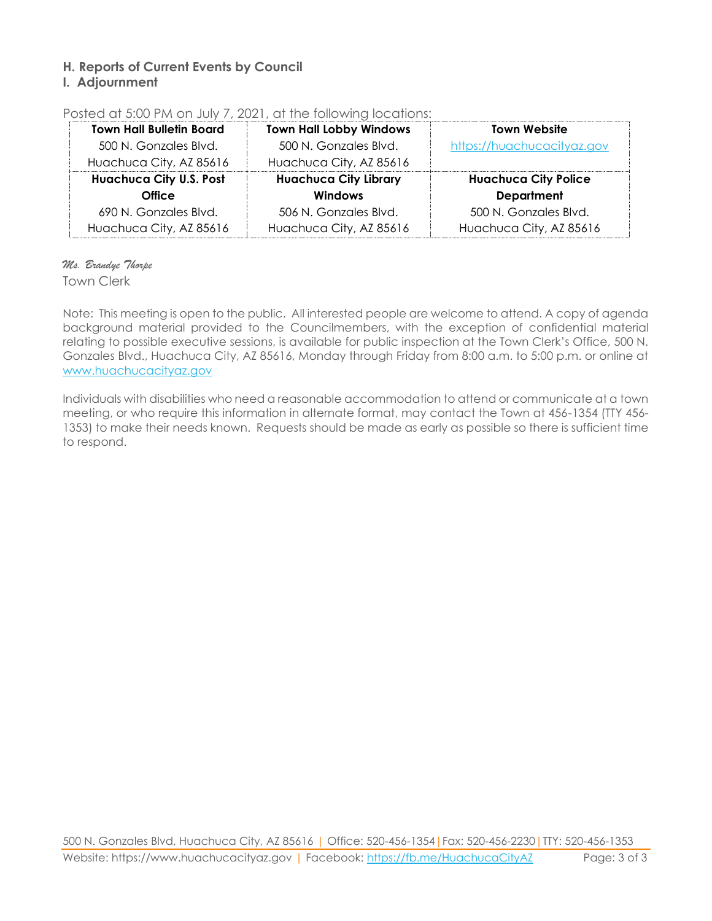**H. Reports of Current Events by Council**

**I. Adjournment**

Posted at 5:00 PM on July 7, 2021, at the following locations:

| | | |
|---|---|---|
| **Town Hall Bulletin Board**<br>500 N. Gonzales Blvd.<br>Huachuca City, AZ 85616 | **Town Hall Lobby Windows**<br>500 N. Gonzales Blvd.<br>Huachuca City, AZ 85616 | **Town Website**<br>https://huachucacityaz.gov |
| **Huachuca City U.S. Post Office**<br>690 N. Gonzales Blvd.<br>Huachuca City, AZ 85616 | **Huachuca City Library Windows**<br>506 N. Gonzales Blvd.<br>Huachuca City, AZ 85616 | **Huachuca City Police Department**<br>500 N. Gonzales Blvd.<br>Huachuca City, AZ 85616 |

*Ms. Brandye Thorpe*

Town Clerk

Note: This meeting is open to the public. All interested people are welcome to attend. A copy of agenda background material provided to the Councilmembers, with the exception of confidential material relating to possible executive sessions, is available for public inspection at the Town Clerk's Office, 500 N. Gonzales Blvd., Huachuca City, AZ 85616, Monday through Friday from 8:00 a.m. to 5:00 p.m. or online at www.huachucacityaz.gov

Individuals with disabilities who need a reasonable accommodation to attend or communicate at a town meeting, or who require this information in alternate format, may contact the Town at 456-1354 (TTY 456-1353) to make their needs known. Requests should be made as early as possible so there is sufficient time to respond.